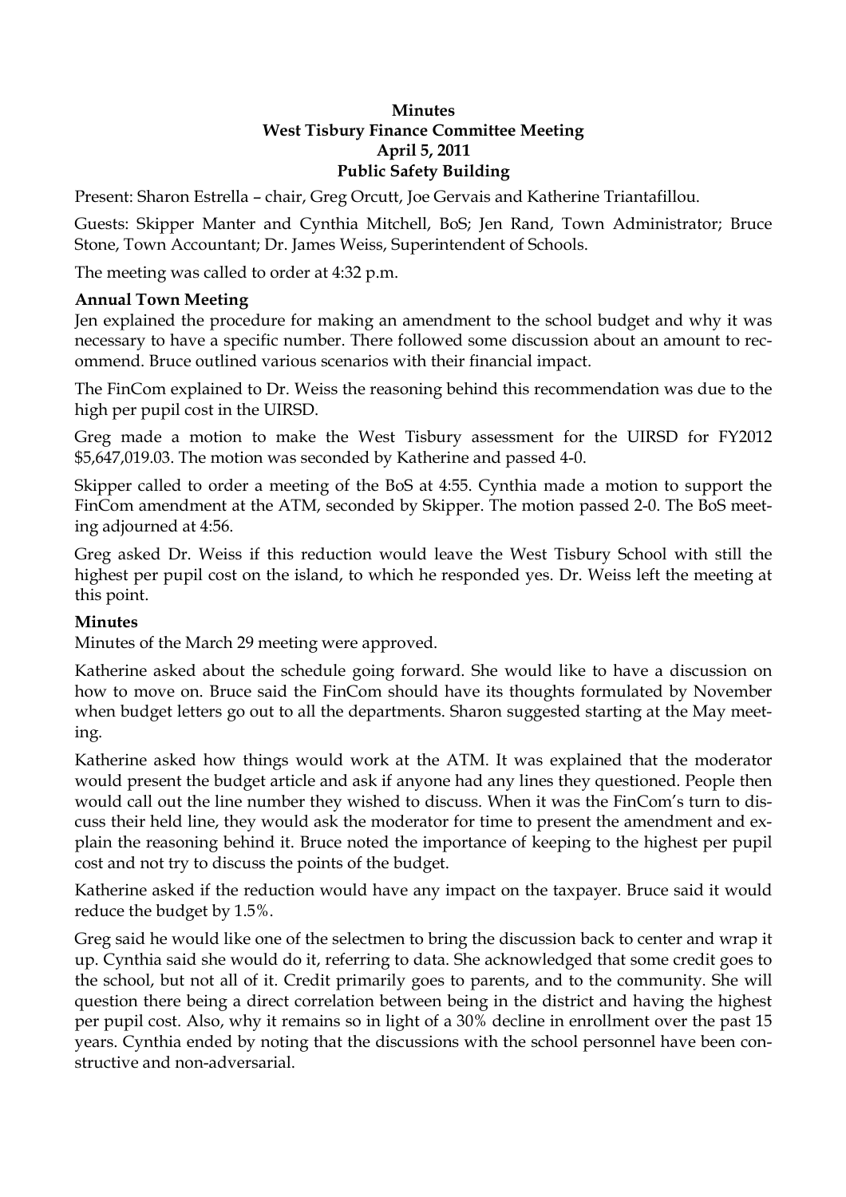**Minutes**
**West Tisbury Finance Committee Meeting**
**April 5, 2011**
**Public Safety Building**

Present: Sharon Estrella – chair, Greg Orcutt, Joe Gervais and Katherine Triantafillou.

Guests: Skipper Manter and Cynthia Mitchell, BoS; Jen Rand, Town Administrator; Bruce Stone, Town Accountant; Dr. James Weiss, Superintendent of Schools.

The meeting was called to order at 4:32 p.m.

**Annual Town Meeting**

Jen explained the procedure for making an amendment to the school budget and why it was necessary to have a specific number. There followed some discussion about an amount to recommend. Bruce outlined various scenarios with their financial impact.

The FinCom explained to Dr. Weiss the reasoning behind this recommendation was due to the high per pupil cost in the UIRSD.

Greg made a motion to make the West Tisbury assessment for the UIRSD for FY2012 $5,647,019.03. The motion was seconded by Katherine and passed 4-0.

Skipper called to order a meeting of the BoS at 4:55. Cynthia made a motion to support the FinCom amendment at the ATM, seconded by Skipper. The motion passed 2-0. The BoS meeting adjourned at 4:56.

Greg asked Dr. Weiss if this reduction would leave the West Tisbury School with still the highest per pupil cost on the island, to which he responded yes. Dr. Weiss left the meeting at this point.

**Minutes**

Minutes of the March 29 meeting were approved.

Katherine asked about the schedule going forward. She would like to have a discussion on how to move on. Bruce said the FinCom should have its thoughts formulated by November when budget letters go out to all the departments. Sharon suggested starting at the May meeting.

Katherine asked how things would work at the ATM. It was explained that the moderator would present the budget article and ask if anyone had any lines they questioned. People then would call out the line number they wished to discuss. When it was the FinCom's turn to discuss their held line, they would ask the moderator for time to present the amendment and explain the reasoning behind it. Bruce noted the importance of keeping to the highest per pupil cost and not try to discuss the points of the budget.

Katherine asked if the reduction would have any impact on the taxpayer. Bruce said it would reduce the budget by 1.5%.

Greg said he would like one of the selectmen to bring the discussion back to center and wrap it up. Cynthia said she would do it, referring to data. She acknowledged that some credit goes to the school, but not all of it. Credit primarily goes to parents, and to the community. She will question there being a direct correlation between being in the district and having the highest per pupil cost. Also, why it remains so in light of a 30% decline in enrollment over the past 15 years. Cynthia ended by noting that the discussions with the school personnel have been constructive and non-adversarial.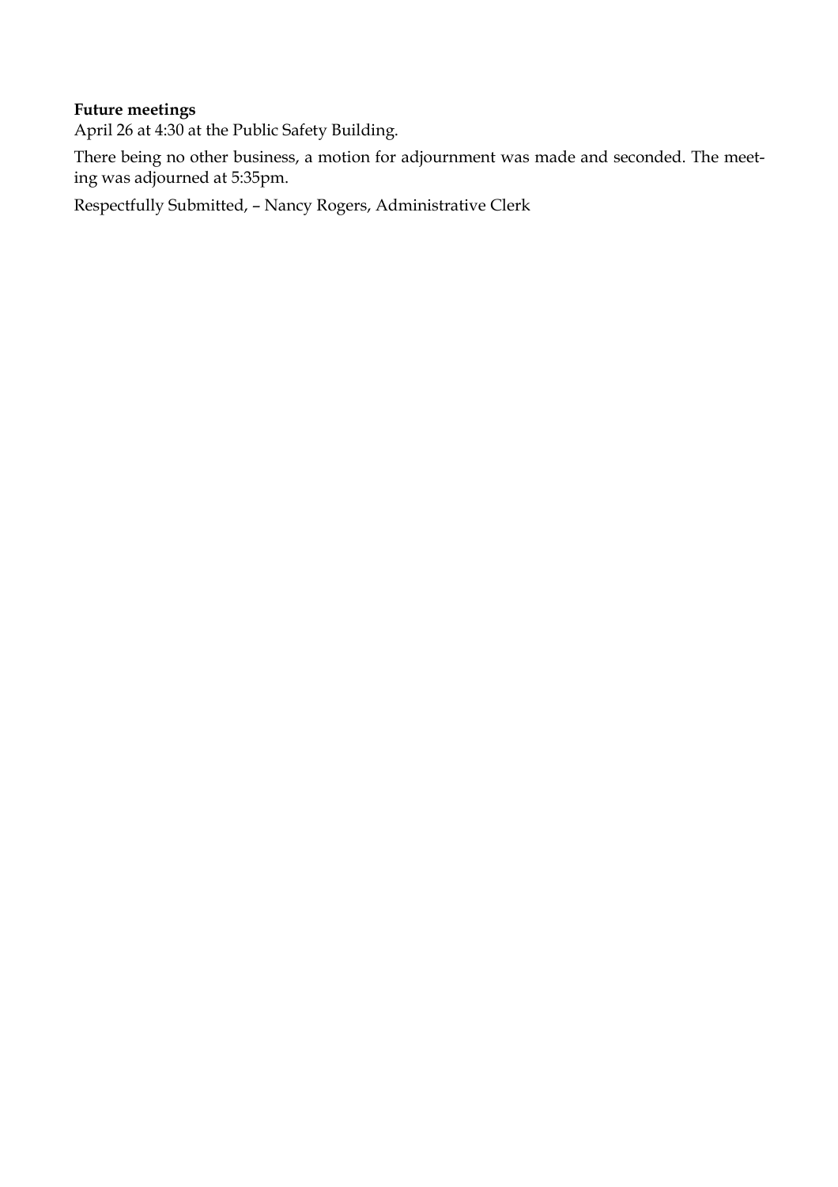**Future meetings**

April 26 at 4:30 at the Public Safety Building.

There being no other business, a motion for adjournment was made and seconded. The meeting was adjourned at 5:35pm.

Respectfully Submitted, – Nancy Rogers, Administrative Clerk